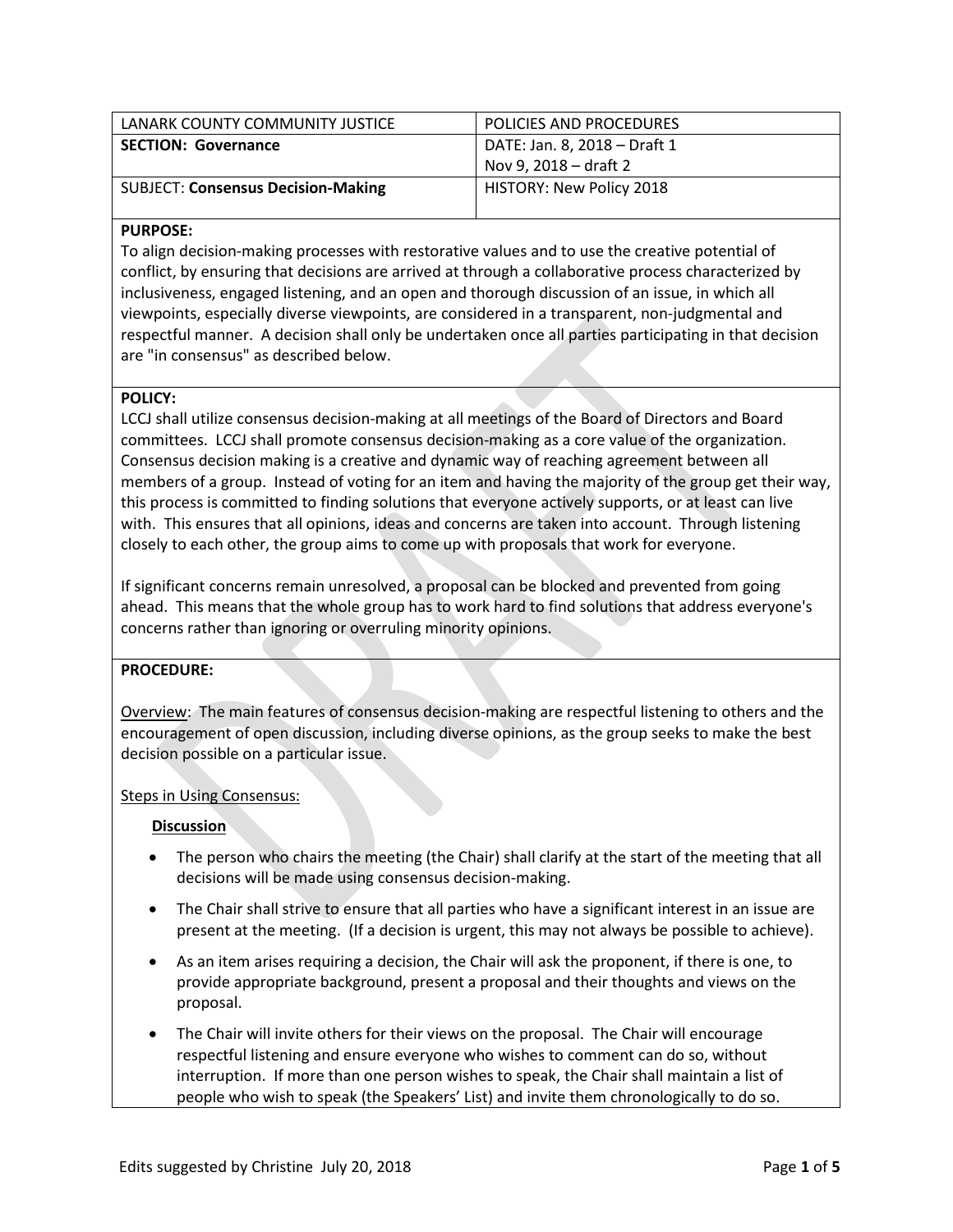| LANARK COUNTY COMMUNITY JUSTICE | POLICIES AND PROCEDURES |
| --- | --- |
| **SECTION: Governance** | DATE: Jan. 8, 2018 – Draft 1<br>Nov 9, 2018 – draft 2 |
| SUBJECT: **Consensus Decision-Making** | HISTORY: New Policy 2018 |

**PURPOSE:**

To align decision-making processes with restorative values and to use the creative potential of conflict, by ensuring that decisions are arrived at through a collaborative process characterized by inclusiveness, engaged listening, and an open and thorough discussion of an issue, in which all viewpoints, especially diverse viewpoints, are considered in a transparent, non-judgmental and respectful manner. A decision shall only be undertaken once all parties participating in that decision are "in consensus" as described below.

**POLICY:**

LCCJ shall utilize consensus decision-making at all meetings of the Board of Directors and Board committees. LCCJ shall promote consensus decision-making as a core value of the organization. Consensus decision making is a creative and dynamic way of reaching agreement between all members of a group. Instead of voting for an item and having the majority of the group get their way, this process is committed to finding solutions that everyone actively supports, or at least can live with. This ensures that all opinions, ideas and concerns are taken into account. Through listening closely to each other, the group aims to come up with proposals that work for everyone.

If significant concerns remain unresolved, a proposal can be blocked and prevented from going ahead. This means that the whole group has to work hard to find solutions that address everyone's concerns rather than ignoring or overruling minority opinions.

**PROCEDURE:**

Overview: The main features of consensus decision-making are respectful listening to others and the encouragement of open discussion, including diverse opinions, as the group seeks to make the best decision possible on a particular issue.

Steps in Using Consensus:

**Discussion**

- The person who chairs the meeting (the Chair) shall clarify at the start of the meeting that all decisions will be made using consensus decision-making.
- The Chair shall strive to ensure that all parties who have a significant interest in an issue are present at the meeting. (If a decision is urgent, this may not always be possible to achieve).
- As an item arises requiring a decision, the Chair will ask the proponent, if there is one, to provide appropriate background, present a proposal and their thoughts and views on the proposal.
- The Chair will invite others for their views on the proposal. The Chair will encourage respectful listening and ensure everyone who wishes to comment can do so, without interruption. If more than one person wishes to speak, the Chair shall maintain a list of people who wish to speak (the Speakers' List) and invite them chronologically to do so.

Edits suggested by Christine July 20, 2018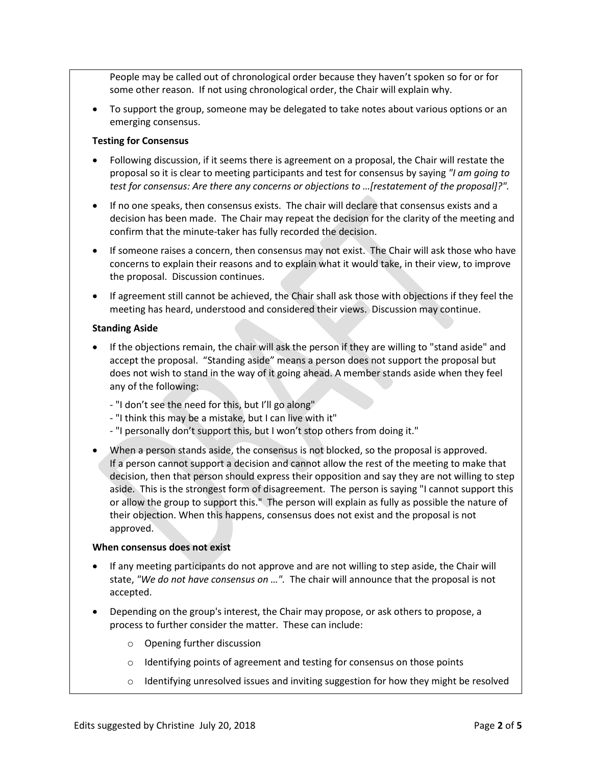People may be called out of chronological order because they haven't spoken so for or for some other reason. If not using chronological order, the Chair will explain why.

- To support the group, someone may be delegated to take notes about various options or an emerging consensus.

**Testing for Consensus**

- Following discussion, if it seems there is agreement on a proposal, the Chair will restate the proposal so it is clear to meeting participants and test for consensus by saying *"I am going to test for consensus: Are there any concerns or objections to …[restatement of the proposal]?".*
- If no one speaks, then consensus exists. The chair will declare that consensus exists and a decision has been made. The Chair may repeat the decision for the clarity of the meeting and confirm that the minute-taker has fully recorded the decision.
- If someone raises a concern, then consensus may not exist. The Chair will ask those who have concerns to explain their reasons and to explain what it would take, in their view, to improve the proposal. Discussion continues.
- If agreement still cannot be achieved, the Chair shall ask those with objections if they feel the meeting has heard, understood and considered their views. Discussion may continue.

**Standing Aside**

- If the objections remain, the chair will ask the person if they are willing to "stand aside" and accept the proposal. "Standing aside" means a person does not support the proposal but does not wish to stand in the way of it going ahead. A member stands aside when they feel any of the following:

  - "I don't see the need for this, but I'll go along"
  - "I think this may be a mistake, but I can live with it"
  - "I personally don't support this, but I won't stop others from doing it."

- When a person stands aside, the consensus is not blocked, so the proposal is approved. If a person cannot support a decision and cannot allow the rest of the meeting to make that decision, then that person should express their opposition and say they are not willing to step aside. This is the strongest form of disagreement. The person is saying "I cannot support this or allow the group to support this." The person will explain as fully as possible the nature of their objection. When this happens, consensus does not exist and the proposal is not approved.

**When consensus does not exist**

- If any meeting participants do not approve and are not willing to step aside, the Chair will state, *"We do not have consensus on …".* The chair will announce that the proposal is not accepted.
- Depending on the group's interest, the Chair may propose, or ask others to propose, a process to further consider the matter. These can include:
  - Opening further discussion
  - Identifying points of agreement and testing for consensus on those points
  - Identifying unresolved issues and inviting suggestion for how they might be resolved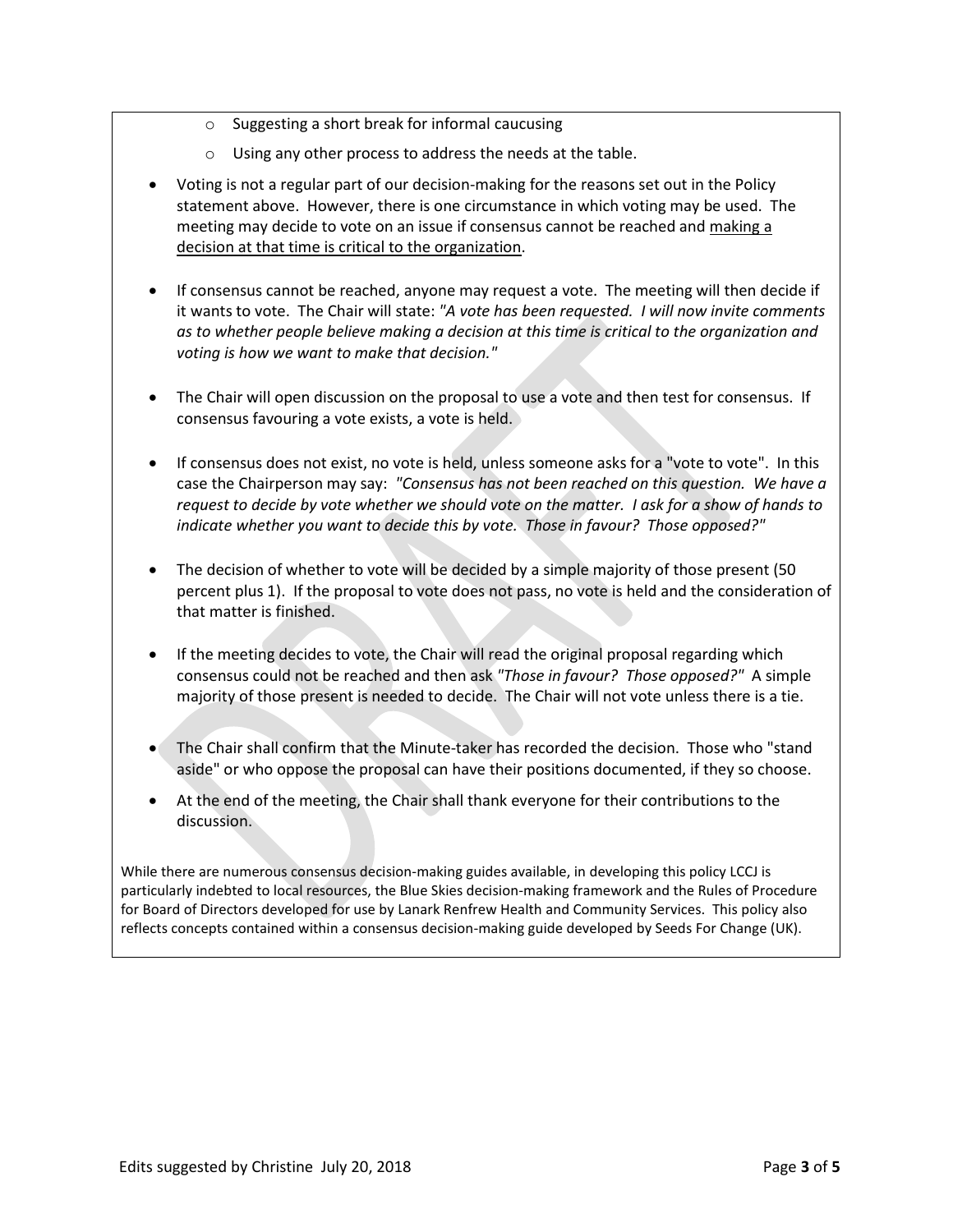- Suggesting a short break for informal caucusing
    - Using any other process to address the needs at the table.

- Voting is not a regular part of our decision-making for the reasons set out in the Policy statement above. However, there is one circumstance in which voting may be used. The meeting may decide to vote on an issue if consensus cannot be reached and <u>making a decision at that time is critical to the organization</u>.

- If consensus cannot be reached, anyone may request a vote. The meeting will then decide if it wants to vote. The Chair will state: *"A vote has been requested. I will now invite comments as to whether people believe making a decision at this time is critical to the organization and voting is how we want to make that decision."*

- The Chair will open discussion on the proposal to use a vote and then test for consensus. If consensus favouring a vote exists, a vote is held.

- If consensus does not exist, no vote is held, unless someone asks for a "vote to vote". In this case the Chairperson may say: *"Consensus has not been reached on this question. We have a request to decide by vote whether we should vote on the matter. I ask for a show of hands to indicate whether you want to decide this by vote. Those in favour? Those opposed?"*

- The decision of whether to vote will be decided by a simple majority of those present (50 percent plus 1). If the proposal to vote does not pass, no vote is held and the consideration of that matter is finished.

- If the meeting decides to vote, the Chair will read the original proposal regarding which consensus could not be reached and then ask *"Those in favour? Those opposed?"* A simple majority of those present is needed to decide. The Chair will not vote unless there is a tie.

- The Chair shall confirm that the Minute-taker has recorded the decision. Those who "stand aside" or who oppose the proposal can have their positions documented, if they so choose.

- At the end of the meeting, the Chair shall thank everyone for their contributions to the discussion.

While there are numerous consensus decision-making guides available, in developing this policy LCCJ is particularly indebted to local resources, the Blue Skies decision-making framework and the Rules of Procedure for Board of Directors developed for use by Lanark Renfrew Health and Community Services. This policy also reflects concepts contained within a consensus decision-making guide developed by Seeds For Change (UK).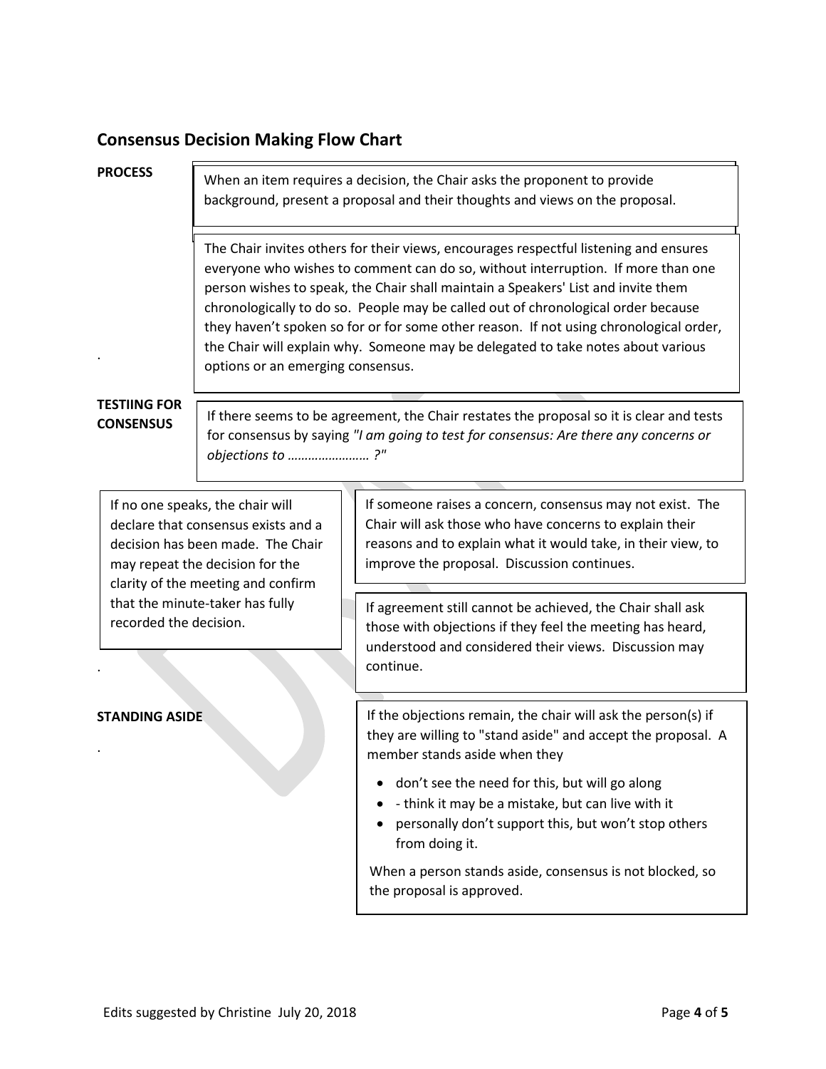## Consensus Decision Making Flow Chart

**PROCESS**

When an item requires a decision, the Chair asks the proponent to provide background, present a proposal and their thoughts and views on the proposal.

The Chair invites others for their views, encourages respectful listening and ensures everyone who wishes to comment can do so, without interruption. If more than one person wishes to speak, the Chair shall maintain a Speakers' List and invite them chronologically to do so. People may be called out of chronological order because they haven't spoken so for or for some other reason. If not using chronological order, the Chair will explain why. Someone may be delegated to take notes about various options or an emerging consensus.

**TESTIING FOR CONSENSUS**

If there seems to be agreement, the Chair restates the proposal so it is clear and tests for consensus by saying *"I am going to test for consensus: Are there any concerns or objections to …………………… ?"*

If no one speaks, the chair will declare that consensus exists and a decision has been made. The Chair may repeat the decision for the clarity of the meeting and confirm that the minute-taker has fully recorded the decision.

If someone raises a concern, consensus may not exist. The Chair will ask those who have concerns to explain their reasons and to explain what it would take, in their view, to improve the proposal. Discussion continues.

If agreement still cannot be achieved, the Chair shall ask those with objections if they feel the meeting has heard, understood and considered their views. Discussion may continue.

**STANDING ASIDE**

If the objections remain, the chair will ask the person(s) if they are willing to "stand aside" and accept the proposal. A member stands aside when they

- don't see the need for this, but will go along
- - think it may be a mistake, but can live with it
- personally don't support this, but won't stop others from doing it.

When a person stands aside, consensus is not blocked, so the proposal is approved.

Edits suggested by Christine July 20, 2018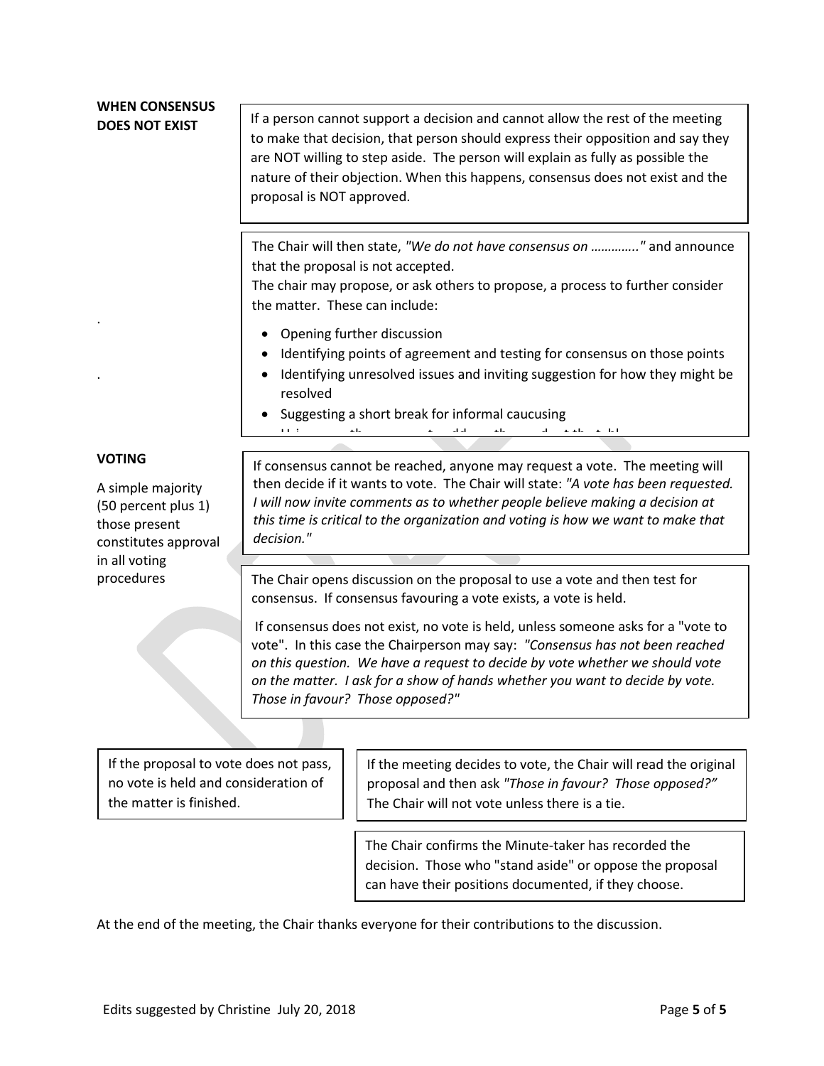**WHEN CONSENSUS DOES NOT EXIST**

If a person cannot support a decision and cannot allow the rest of the meeting to make that decision, that person should express their opposition and say they are NOT willing to step aside. The person will explain as fully as possible the nature of their objection. When this happens, consensus does not exist and the proposal is NOT approved.

The Chair will then state, *"We do not have consensus on …………."* and announce that the proposal is not accepted.
The chair may propose, or ask others to propose, a process to further consider the matter. These can include:

- Opening further discussion
- Identifying points of agreement and testing for consensus on those points
- Identifying unresolved issues and inviting suggestion for how they might be resolved
- Suggesting a short break for informal caucusing

**VOTING**

A simple majority (50 percent plus 1) those present constitutes approval in all voting procedures

If consensus cannot be reached, anyone may request a vote. The meeting will then decide if it wants to vote. The Chair will state: *"A vote has been requested. I will now invite comments as to whether people believe making a decision at this time is critical to the organization and voting is how we want to make that decision."*

The Chair opens discussion on the proposal to use a vote and then test for consensus. If consensus favouring a vote exists, a vote is held.

If consensus does not exist, no vote is held, unless someone asks for a "vote to vote". In this case the Chairperson may say: *"Consensus has not been reached on this question. We have a request to decide by vote whether we should vote on the matter. I ask for a show of hands whether you want to decide by vote. Those in favour? Those opposed?"*

If the proposal to vote does not pass, no vote is held and consideration of the matter is finished.

If the meeting decides to vote, the Chair will read the original proposal and then ask *"Those in favour? Those opposed?"* The Chair will not vote unless there is a tie.

The Chair confirms the Minute-taker has recorded the decision. Those who "stand aside" or oppose the proposal can have their positions documented, if they choose.

At the end of the meeting, the Chair thanks everyone for their contributions to the discussion.

Edits suggested by Christine July 20, 2018